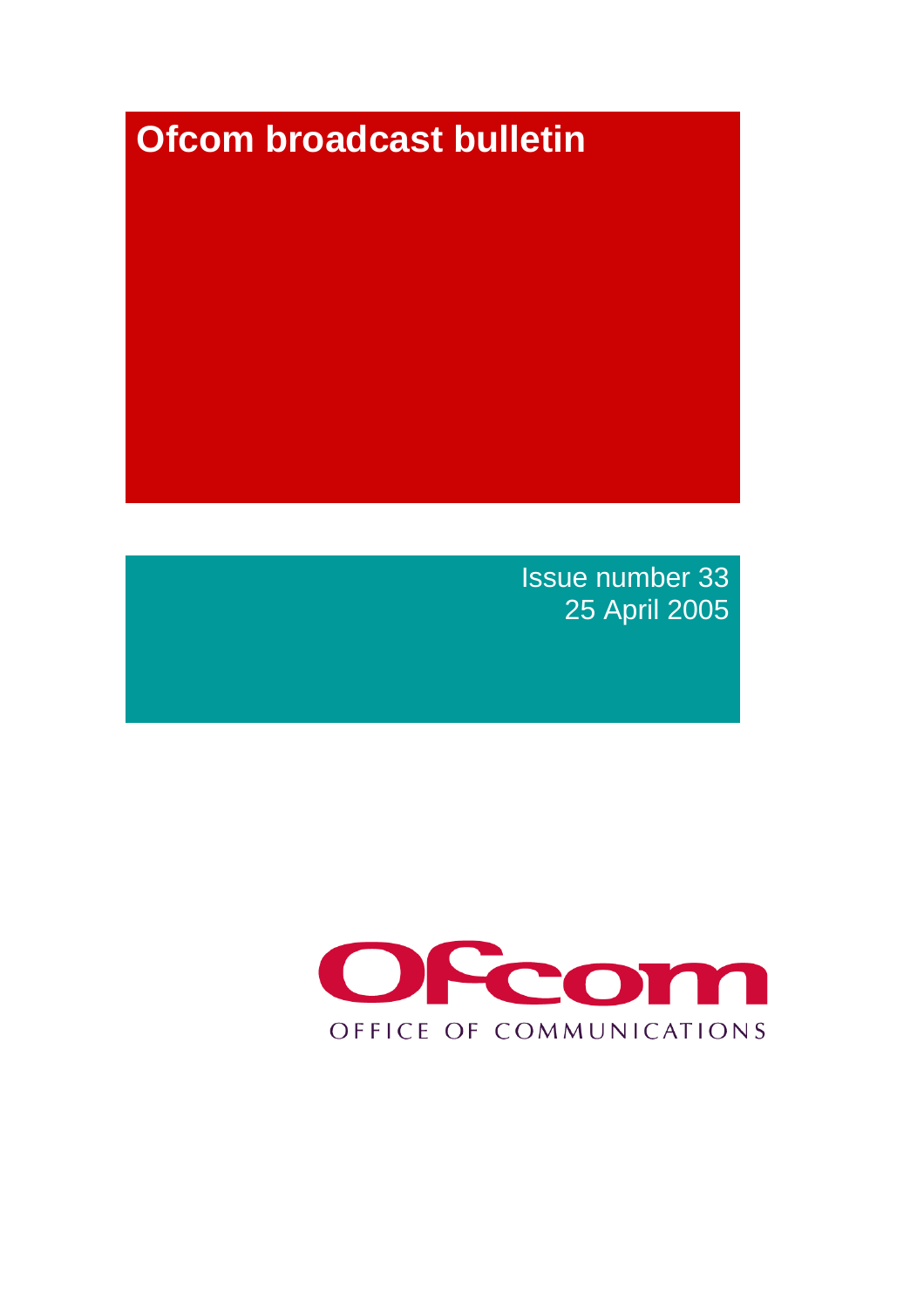# Ofcom broadcast bulletin

Issue number 33
25 April 2005

Ofcom
OFFICE OF COMMUNICATIONS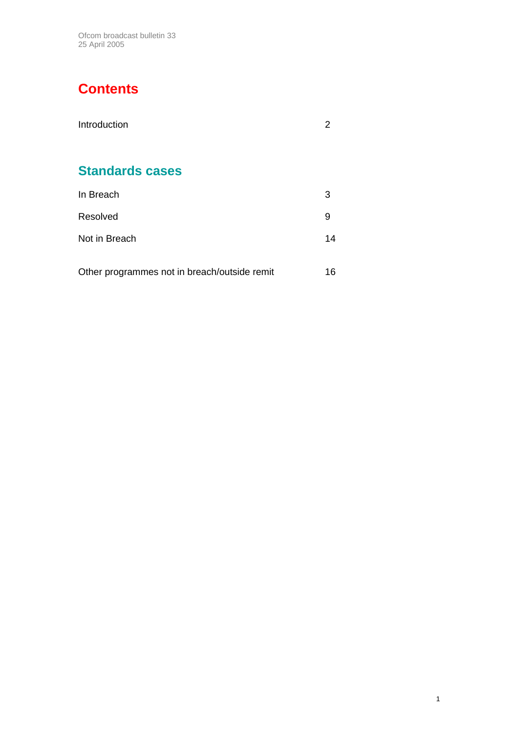# Contents

| | |
|---|---|
| Introduction | 2 |

## Standards cases

| | |
|---|---|
| In Breach | 3 |
| Resolved | 9 |
| Not in Breach | 14 |
| Other programmes not in breach/outside remit | 16 |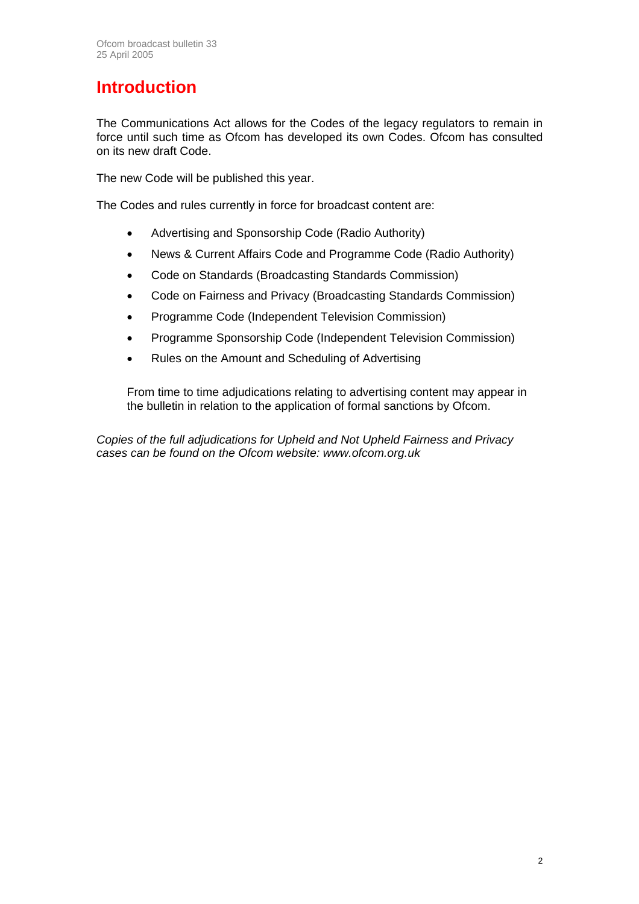# Introduction

The Communications Act allows for the Codes of the legacy regulators to remain in force until such time as Ofcom has developed its own Codes. Ofcom has consulted on its new draft Code.

The new Code will be published this year.

The Codes and rules currently in force for broadcast content are:

- Advertising and Sponsorship Code (Radio Authority)
- News & Current Affairs Code and Programme Code (Radio Authority)
- Code on Standards (Broadcasting Standards Commission)
- Code on Fairness and Privacy (Broadcasting Standards Commission)
- Programme Code (Independent Television Commission)
- Programme Sponsorship Code (Independent Television Commission)
- Rules on the Amount and Scheduling of Advertising

From time to time adjudications relating to advertising content may appear in the bulletin in relation to the application of formal sanctions by Ofcom.

*Copies of the full adjudications for Upheld and Not Upheld Fairness and Privacy cases can be found on the Ofcom website: www.ofcom.org.uk*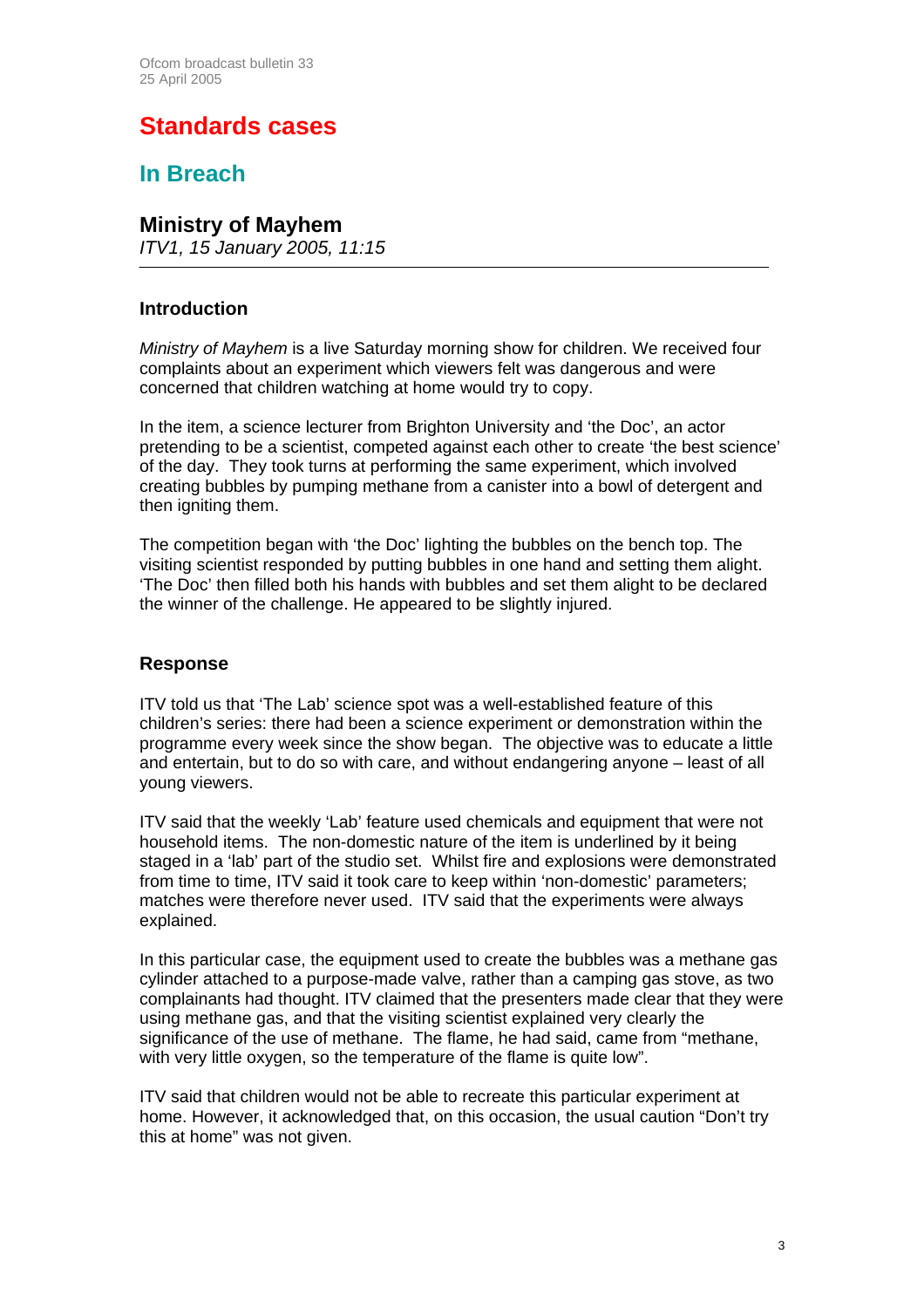# Standards cases

## In Breach

### Ministry of Mayhem

*ITV1, 15 January 2005, 11:15*

---

#### Introduction

*Ministry of Mayhem* is a live Saturday morning show for children. We received four complaints about an experiment which viewers felt was dangerous and were concerned that children watching at home would try to copy.

In the item, a science lecturer from Brighton University and 'the Doc', an actor pretending to be a scientist, competed against each other to create 'the best science' of the day. They took turns at performing the same experiment, which involved creating bubbles by pumping methane from a canister into a bowl of detergent and then igniting them.

The competition began with 'the Doc' lighting the bubbles on the bench top. The visiting scientist responded by putting bubbles in one hand and setting them alight. 'The Doc' then filled both his hands with bubbles and set them alight to be declared the winner of the challenge. He appeared to be slightly injured.

#### Response

ITV told us that 'The Lab' science spot was a well-established feature of this children's series: there had been a science experiment or demonstration within the programme every week since the show began. The objective was to educate a little and entertain, but to do so with care, and without endangering anyone – least of all young viewers.

ITV said that the weekly 'Lab' feature used chemicals and equipment that were not household items. The non-domestic nature of the item is underlined by it being staged in a 'lab' part of the studio set. Whilst fire and explosions were demonstrated from time to time, ITV said it took care to keep within 'non-domestic' parameters; matches were therefore never used. ITV said that the experiments were always explained.

In this particular case, the equipment used to create the bubbles was a methane gas cylinder attached to a purpose-made valve, rather than a camping gas stove, as two complainants had thought. ITV claimed that the presenters made clear that they were using methane gas, and that the visiting scientist explained very clearly the significance of the use of methane. The flame, he had said, came from "methane, with very little oxygen, so the temperature of the flame is quite low".

ITV said that children would not be able to recreate this particular experiment at home. However, it acknowledged that, on this occasion, the usual caution "Don't try this at home" was not given.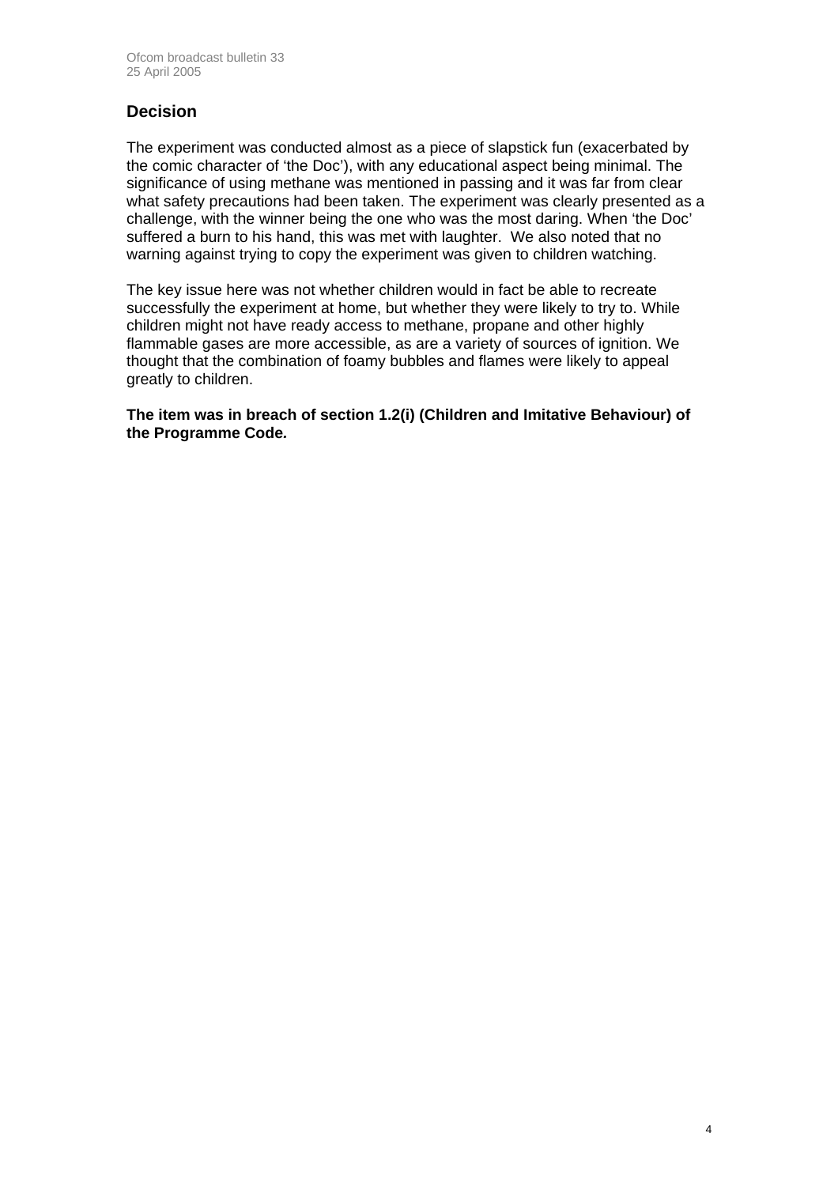## Decision

The experiment was conducted almost as a piece of slapstick fun (exacerbated by the comic character of 'the Doc'), with any educational aspect being minimal. The significance of using methane was mentioned in passing and it was far from clear what safety precautions had been taken. The experiment was clearly presented as a challenge, with the winner being the one who was the most daring. When 'the Doc' suffered a burn to his hand, this was met with laughter. We also noted that no warning against trying to copy the experiment was given to children watching.

The key issue here was not whether children would in fact be able to recreate successfully the experiment at home, but whether they were likely to try to. While children might not have ready access to methane, propane and other highly flammable gases are more accessible, as are a variety of sources of ignition. We thought that the combination of foamy bubbles and flames were likely to appeal greatly to children.

**The item was in breach of section 1.2(i) (Children and Imitative Behaviour) of the Programme Code.**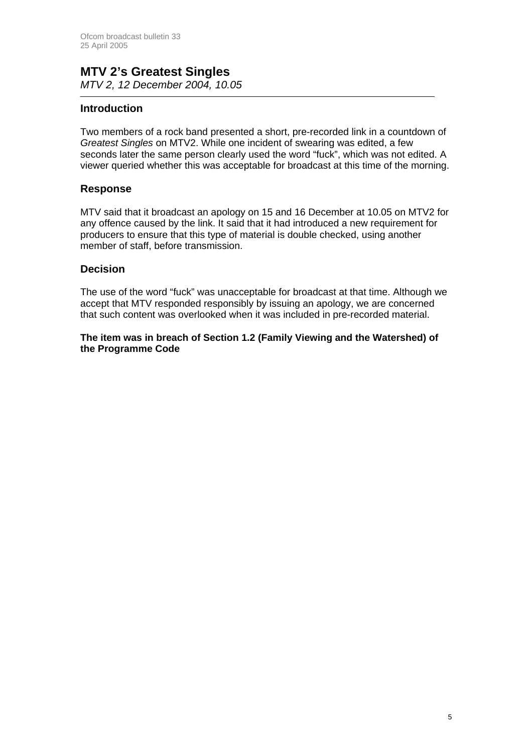## MTV 2's Greatest Singles

*MTV 2, 12 December 2004, 10.05*

---

### Introduction

Two members of a rock band presented a short, pre-recorded link in a countdown of *Greatest Singles* on MTV2. While one incident of swearing was edited, a few seconds later the same person clearly used the word "fuck", which was not edited. A viewer queried whether this was acceptable for broadcast at this time of the morning.

### Response

MTV said that it broadcast an apology on 15 and 16 December at 10.05 on MTV2 for any offence caused by the link. It said that it had introduced a new requirement for producers to ensure that this type of material is double checked, using another member of staff, before transmission.

### Decision

The use of the word "fuck" was unacceptable for broadcast at that time. Although we accept that MTV responded responsibly by issuing an apology, we are concerned that such content was overlooked when it was included in pre-recorded material.

**The item was in breach of Section 1.2 (Family Viewing and the Watershed) of the Programme Code**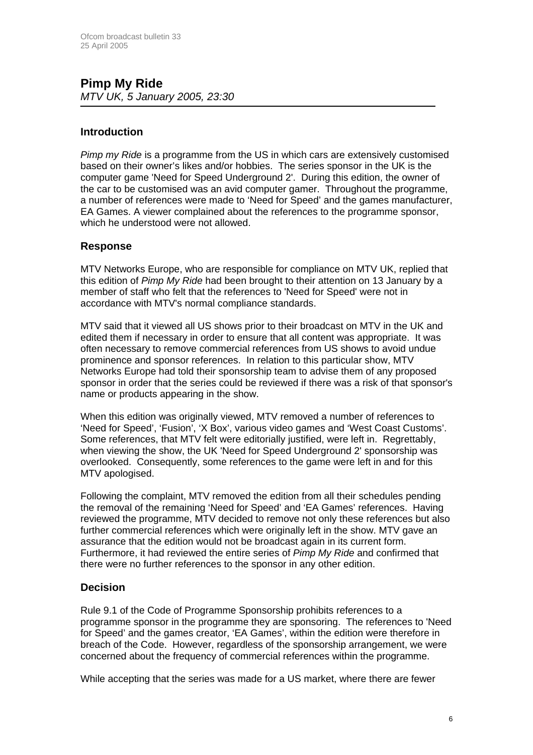## Pimp My Ride

*MTV UK, 5 January 2005, 23:30*

### Introduction

*Pimp my Ride* is a programme from the US in which cars are extensively customised based on their owner's likes and/or hobbies. The series sponsor in the UK is the computer game 'Need for Speed Underground 2'. During this edition, the owner of the car to be customised was an avid computer gamer. Throughout the programme, a number of references were made to 'Need for Speed' and the games manufacturer, EA Games. A viewer complained about the references to the programme sponsor, which he understood were not allowed.

### Response

MTV Networks Europe, who are responsible for compliance on MTV UK, replied that this edition of *Pimp My Ride* had been brought to their attention on 13 January by a member of staff who felt that the references to 'Need for Speed' were not in accordance with MTV's normal compliance standards.

MTV said that it viewed all US shows prior to their broadcast on MTV in the UK and edited them if necessary in order to ensure that all content was appropriate. It was often necessary to remove commercial references from US shows to avoid undue prominence and sponsor references. In relation to this particular show, MTV Networks Europe had told their sponsorship team to advise them of any proposed sponsor in order that the series could be reviewed if there was a risk of that sponsor's name or products appearing in the show.

When this edition was originally viewed, MTV removed a number of references to 'Need for Speed', 'Fusion', 'X Box', various video games and 'West Coast Customs'. Some references, that MTV felt were editorially justified, were left in. Regrettably, when viewing the show, the UK 'Need for Speed Underground 2' sponsorship was overlooked. Consequently, some references to the game were left in and for this MTV apologised.

Following the complaint, MTV removed the edition from all their schedules pending the removal of the remaining 'Need for Speed' and 'EA Games' references. Having reviewed the programme, MTV decided to remove not only these references but also further commercial references which were originally left in the show. MTV gave an assurance that the edition would not be broadcast again in its current form. Furthermore, it had reviewed the entire series of *Pimp My Ride* and confirmed that there were no further references to the sponsor in any other edition.

### Decision

Rule 9.1 of the Code of Programme Sponsorship prohibits references to a programme sponsor in the programme they are sponsoring. The references to 'Need for Speed' and the games creator, 'EA Games', within the edition were therefore in breach of the Code. However, regardless of the sponsorship arrangement, we were concerned about the frequency of commercial references within the programme.

While accepting that the series was made for a US market, where there are fewer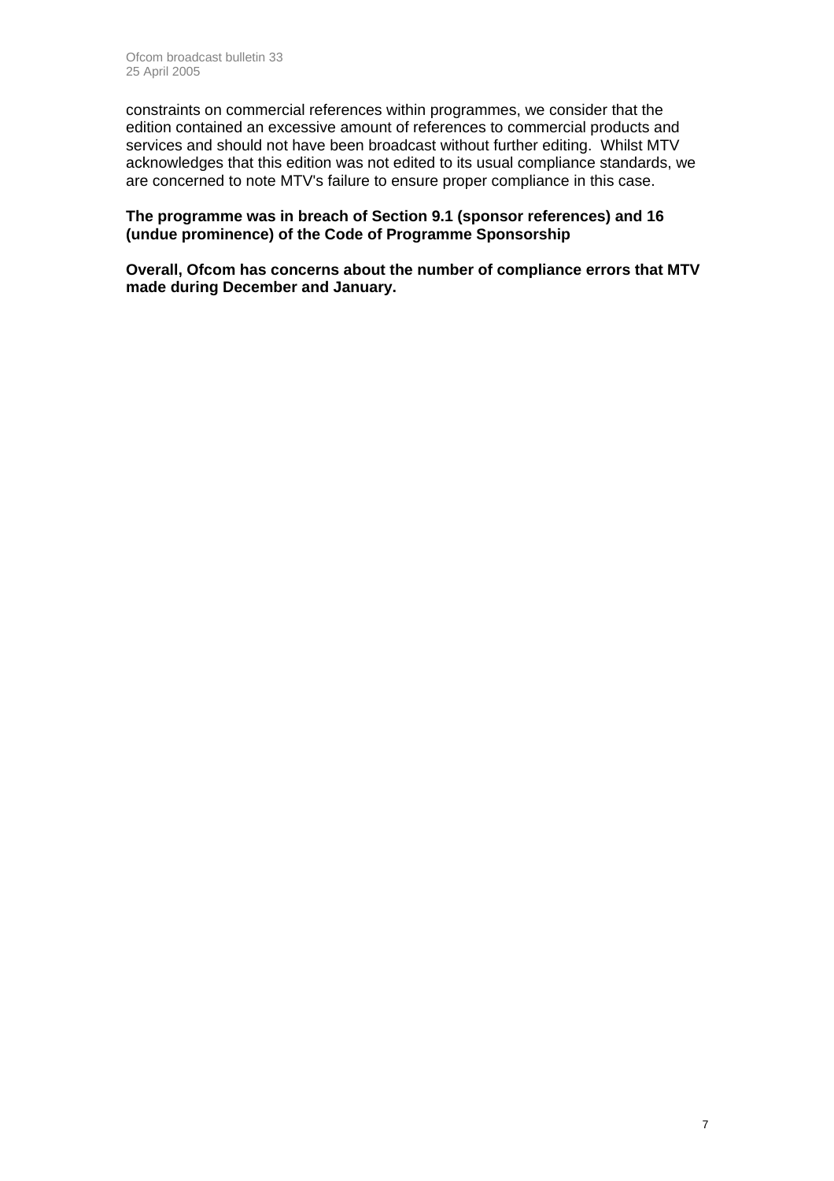constraints on commercial references within programmes, we consider that the edition contained an excessive amount of references to commercial products and services and should not have been broadcast without further editing. Whilst MTV acknowledges that this edition was not edited to its usual compliance standards, we are concerned to note MTV's failure to ensure proper compliance in this case.

**The programme was in breach of Section 9.1 (sponsor references) and 16 (undue prominence) of the Code of Programme Sponsorship**

**Overall, Ofcom has concerns about the number of compliance errors that MTV made during December and January.**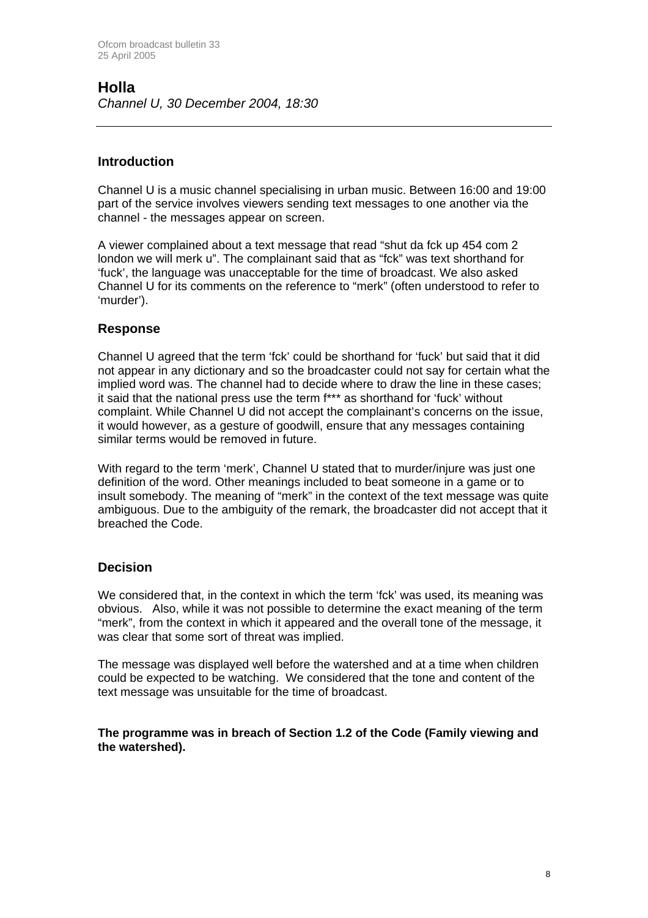## Holla

*Channel U, 30 December 2004, 18:30*

---

### Introduction

Channel U is a music channel specialising in urban music. Between 16:00 and 19:00 part of the service involves viewers sending text messages to one another via the channel - the messages appear on screen.

A viewer complained about a text message that read "shut da fck up 454 com 2 london we will merk u". The complainant said that as "fck" was text shorthand for 'fuck', the language was unacceptable for the time of broadcast. We also asked Channel U for its comments on the reference to "merk" (often understood to refer to 'murder').

### Response

Channel U agreed that the term 'fck' could be shorthand for 'fuck' but said that it did not appear in any dictionary and so the broadcaster could not say for certain what the implied word was. The channel had to decide where to draw the line in these cases; it said that the national press use the term f*** as shorthand for 'fuck' without complaint. While Channel U did not accept the complainant's concerns on the issue, it would however, as a gesture of goodwill, ensure that any messages containing similar terms would be removed in future.

With regard to the term 'merk', Channel U stated that to murder/injure was just one definition of the word. Other meanings included to beat someone in a game or to insult somebody. The meaning of "merk" in the context of the text message was quite ambiguous. Due to the ambiguity of the remark, the broadcaster did not accept that it breached the Code.

### Decision

We considered that, in the context in which the term 'fck' was used, its meaning was obvious. Also, while it was not possible to determine the exact meaning of the term "merk", from the context in which it appeared and the overall tone of the message, it was clear that some sort of threat was implied.

The message was displayed well before the watershed and at a time when children could be expected to be watching. We considered that the tone and content of the text message was unsuitable for the time of broadcast.

**The programme was in breach of Section 1.2 of the Code (Family viewing and the watershed).**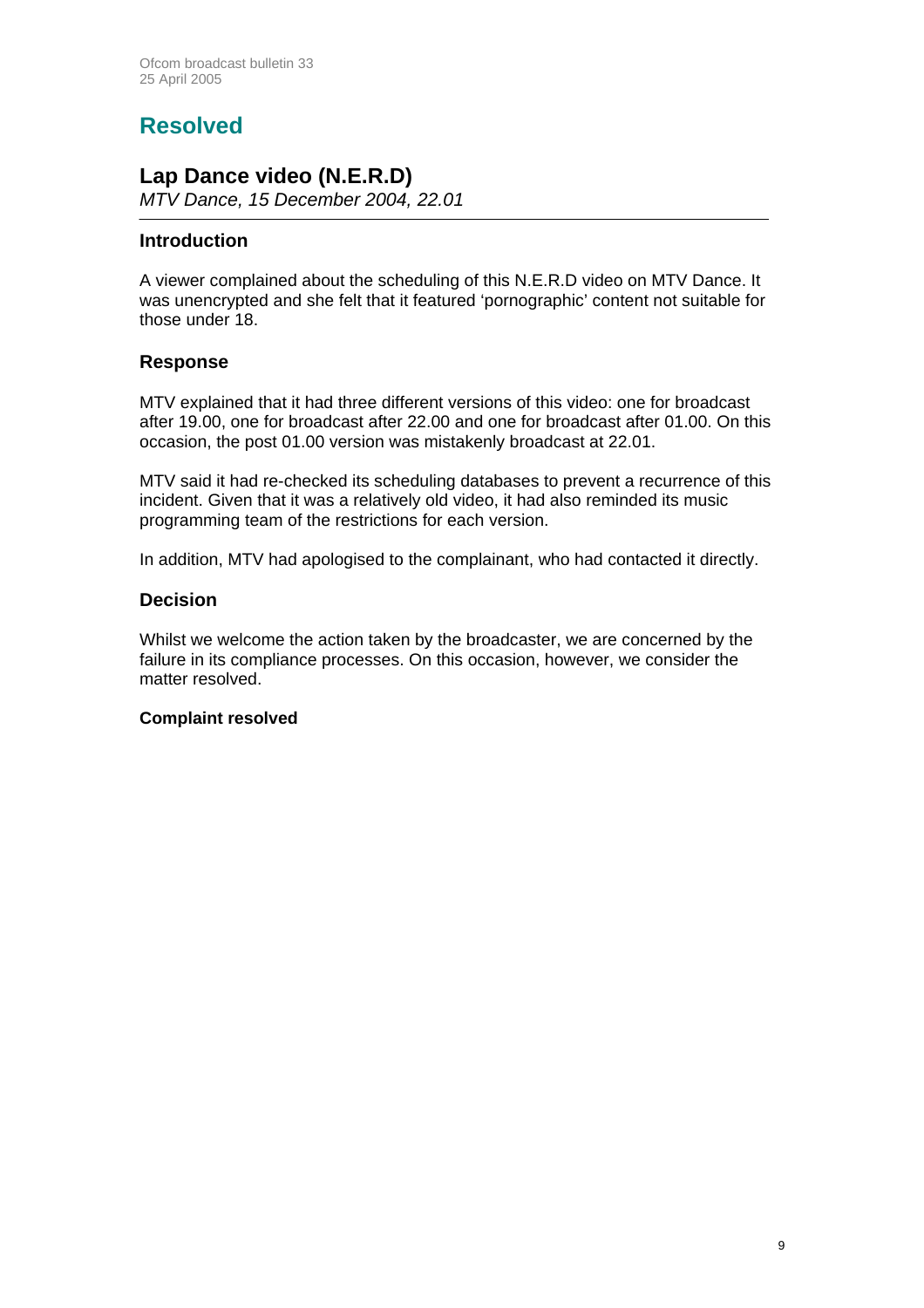## Resolved

### Lap Dance video (N.E.R.D)

*MTV Dance, 15 December 2004, 22.01*

#### Introduction

A viewer complained about the scheduling of this N.E.R.D video on MTV Dance. It was unencrypted and she felt that it featured 'pornographic' content not suitable for those under 18.

#### Response

MTV explained that it had three different versions of this video: one for broadcast after 19.00, one for broadcast after 22.00 and one for broadcast after 01.00. On this occasion, the post 01.00 version was mistakenly broadcast at 22.01.

MTV said it had re-checked its scheduling databases to prevent a recurrence of this incident. Given that it was a relatively old video, it had also reminded its music programming team of the restrictions for each version.

In addition, MTV had apologised to the complainant, who had contacted it directly.

#### Decision

Whilst we welcome the action taken by the broadcaster, we are concerned by the failure in its compliance processes. On this occasion, however, we consider the matter resolved.

**Complaint resolved**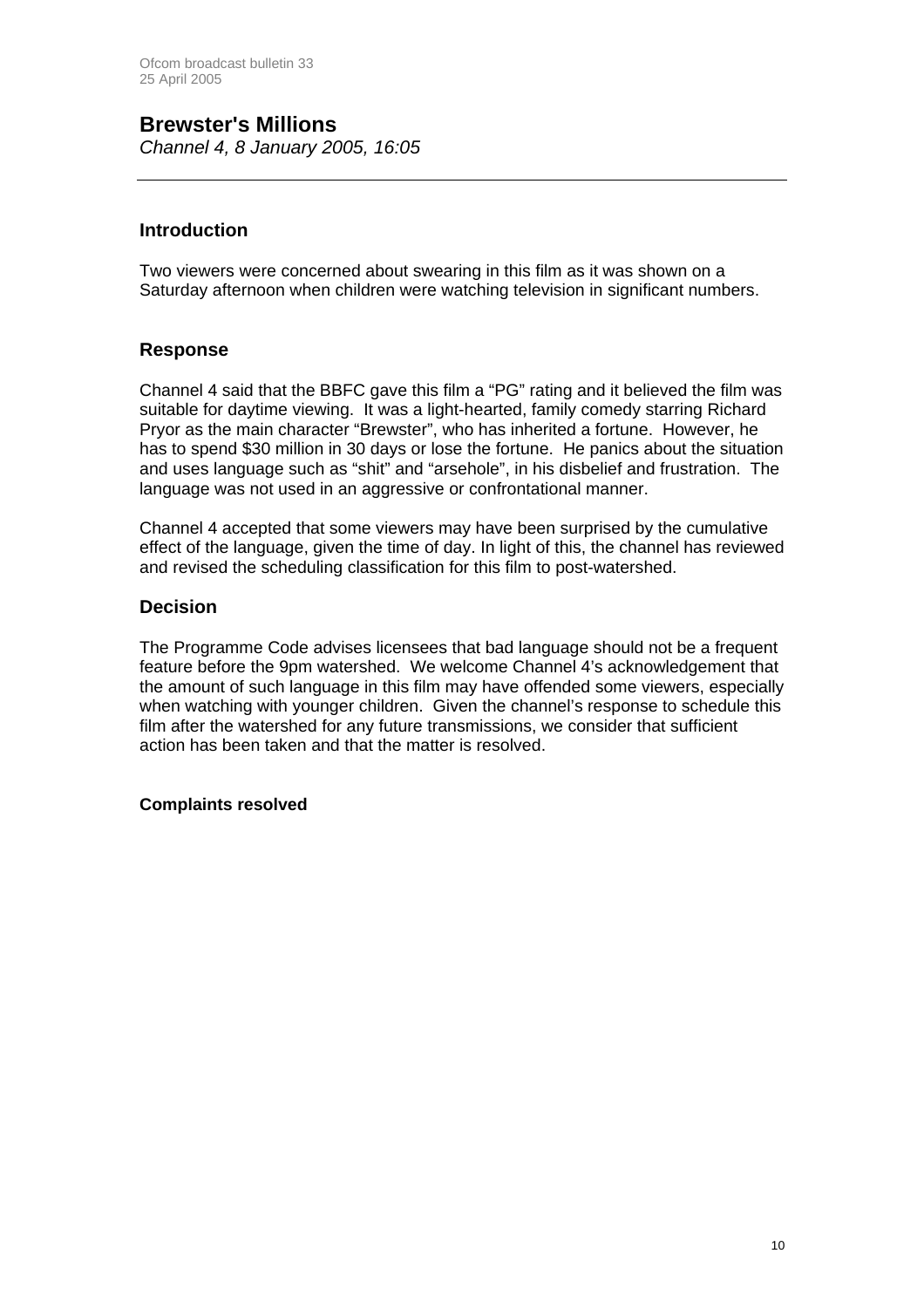## Brewster's Millions

*Channel 4, 8 January 2005, 16:05*

---

### Introduction

Two viewers were concerned about swearing in this film as it was shown on a Saturday afternoon when children were watching television in significant numbers.

### Response

Channel 4 said that the BBFC gave this film a "PG" rating and it believed the film was suitable for daytime viewing. It was a light-hearted, family comedy starring Richard Pryor as the main character "Brewster", who has inherited a fortune. However, he has to spend $30 million in 30 days or lose the fortune. He panics about the situation and uses language such as "shit" and "arsehole", in his disbelief and frustration. The language was not used in an aggressive or confrontational manner.

Channel 4 accepted that some viewers may have been surprised by the cumulative effect of the language, given the time of day. In light of this, the channel has reviewed and revised the scheduling classification for this film to post-watershed.

### Decision

The Programme Code advises licensees that bad language should not be a frequent feature before the 9pm watershed. We welcome Channel 4's acknowledgement that the amount of such language in this film may have offended some viewers, especially when watching with younger children. Given the channel's response to schedule this film after the watershed for any future transmissions, we consider that sufficient action has been taken and that the matter is resolved.

**Complaints resolved**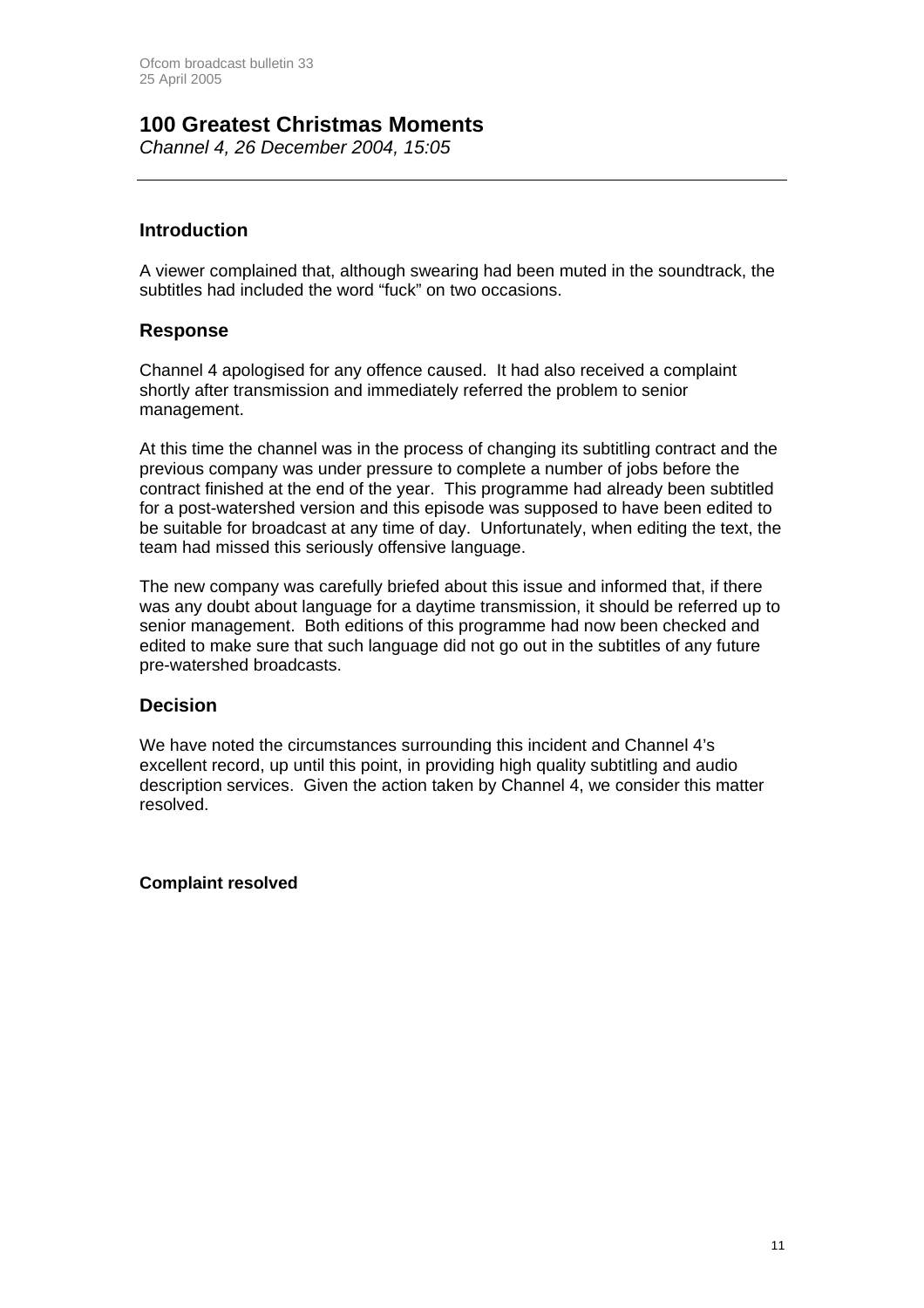## 100 Greatest Christmas Moments

*Channel 4, 26 December 2004, 15:05*

---

### Introduction

A viewer complained that, although swearing had been muted in the soundtrack, the subtitles had included the word "fuck" on two occasions.

### Response

Channel 4 apologised for any offence caused. It had also received a complaint shortly after transmission and immediately referred the problem to senior management.

At this time the channel was in the process of changing its subtitling contract and the previous company was under pressure to complete a number of jobs before the contract finished at the end of the year. This programme had already been subtitled for a post-watershed version and this episode was supposed to have been edited to be suitable for broadcast at any time of day. Unfortunately, when editing the text, the team had missed this seriously offensive language.

The new company was carefully briefed about this issue and informed that, if there was any doubt about language for a daytime transmission, it should be referred up to senior management. Both editions of this programme had now been checked and edited to make sure that such language did not go out in the subtitles of any future pre-watershed broadcasts.

### Decision

We have noted the circumstances surrounding this incident and Channel 4's excellent record, up until this point, in providing high quality subtitling and audio description services. Given the action taken by Channel 4, we consider this matter resolved.

**Complaint resolved**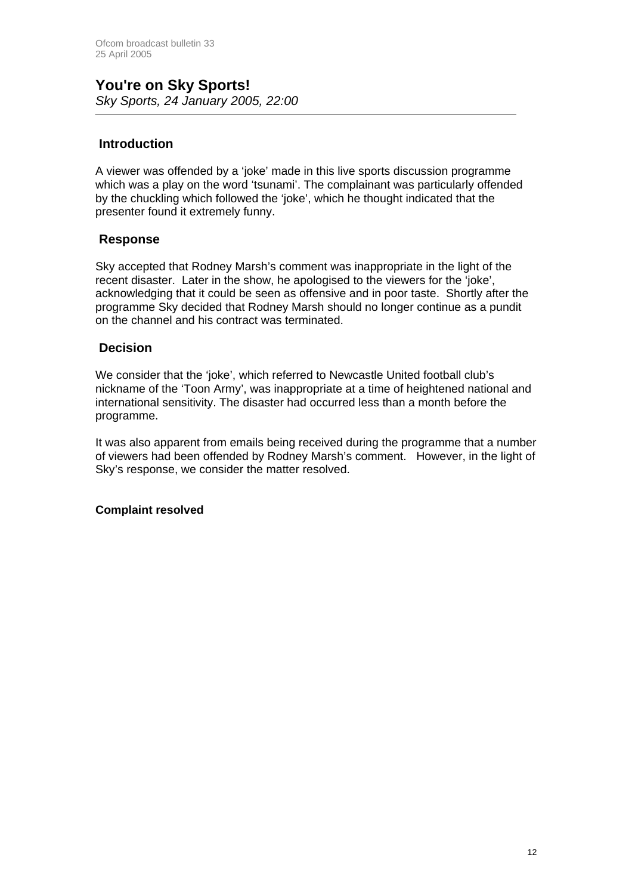## You're on Sky Sports!

*Sky Sports, 24 January 2005, 22:00*

---

### Introduction

A viewer was offended by a 'joke' made in this live sports discussion programme which was a play on the word 'tsunami'. The complainant was particularly offended by the chuckling which followed the 'joke', which he thought indicated that the presenter found it extremely funny.

### Response

Sky accepted that Rodney Marsh's comment was inappropriate in the light of the recent disaster. Later in the show, he apologised to the viewers for the 'joke', acknowledging that it could be seen as offensive and in poor taste. Shortly after the programme Sky decided that Rodney Marsh should no longer continue as a pundit on the channel and his contract was terminated.

### Decision

We consider that the 'joke', which referred to Newcastle United football club's nickname of the 'Toon Army', was inappropriate at a time of heightened national and international sensitivity. The disaster had occurred less than a month before the programme.

It was also apparent from emails being received during the programme that a number of viewers had been offended by Rodney Marsh's comment. However, in the light of Sky's response, we consider the matter resolved.

**Complaint resolved**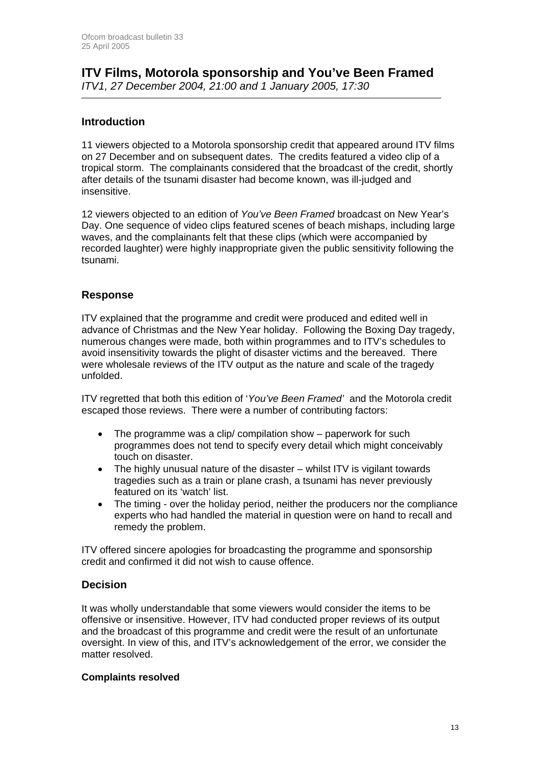## ITV Films, Motorola sponsorship and You've Been Framed

*ITV1, 27 December 2004, 21:00 and 1 January 2005, 17:30*

### Introduction

11 viewers objected to a Motorola sponsorship credit that appeared around ITV films on 27 December and on subsequent dates. The credits featured a video clip of a tropical storm. The complainants considered that the broadcast of the credit, shortly after details of the tsunami disaster had become known, was ill-judged and insensitive.

12 viewers objected to an edition of *You've Been Framed* broadcast on New Year's Day. One sequence of video clips featured scenes of beach mishaps, including large waves, and the complainants felt that these clips (which were accompanied by recorded laughter) were highly inappropriate given the public sensitivity following the tsunami.

### Response

ITV explained that the programme and credit were produced and edited well in advance of Christmas and the New Year holiday. Following the Boxing Day tragedy, numerous changes were made, both within programmes and to ITV's schedules to avoid insensitivity towards the plight of disaster victims and the bereaved. There were wholesale reviews of the ITV output as the nature and scale of the tragedy unfolded.

ITV regretted that both this edition of '*You've Been Framed'* and the Motorola credit escaped those reviews. There were a number of contributing factors:

- The programme was a clip/ compilation show – paperwork for such programmes does not tend to specify every detail which might conceivably touch on disaster.
- The highly unusual nature of the disaster – whilst ITV is vigilant towards tragedies such as a train or plane crash, a tsunami has never previously featured on its 'watch' list.
- The timing - over the holiday period, neither the producers nor the compliance experts who had handled the material in question were on hand to recall and remedy the problem.

ITV offered sincere apologies for broadcasting the programme and sponsorship credit and confirmed it did not wish to cause offence.

### Decision

It was wholly understandable that some viewers would consider the items to be offensive or insensitive. However, ITV had conducted proper reviews of its output and the broadcast of this programme and credit were the result of an unfortunate oversight. In view of this, and ITV's acknowledgement of the error, we consider the matter resolved.

**Complaints resolved**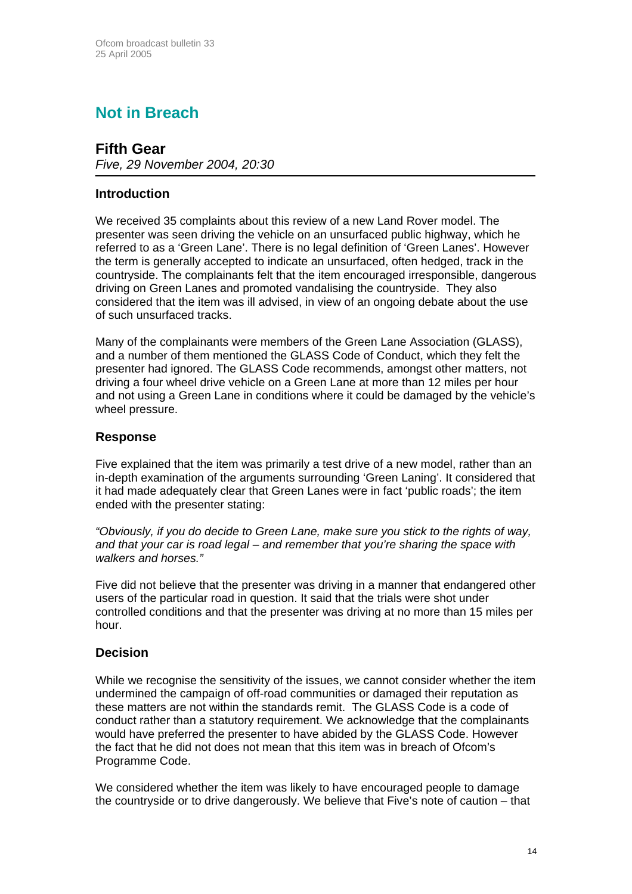# Not in Breach

## Fifth Gear

*Five, 29 November 2004, 20:30*

---

### Introduction

We received 35 complaints about this review of a new Land Rover model. The presenter was seen driving the vehicle on an unsurfaced public highway, which he referred to as a 'Green Lane'. There is no legal definition of 'Green Lanes'. However the term is generally accepted to indicate an unsurfaced, often hedged, track in the countryside. The complainants felt that the item encouraged irresponsible, dangerous driving on Green Lanes and promoted vandalising the countryside. They also considered that the item was ill advised, in view of an ongoing debate about the use of such unsurfaced tracks.

Many of the complainants were members of the Green Lane Association (GLASS), and a number of them mentioned the GLASS Code of Conduct, which they felt the presenter had ignored. The GLASS Code recommends, amongst other matters, not driving a four wheel drive vehicle on a Green Lane at more than 12 miles per hour and not using a Green Lane in conditions where it could be damaged by the vehicle's wheel pressure.

### Response

Five explained that the item was primarily a test drive of a new model, rather than an in-depth examination of the arguments surrounding 'Green Laning'. It considered that it had made adequately clear that Green Lanes were in fact 'public roads'; the item ended with the presenter stating:

*"Obviously, if you do decide to Green Lane, make sure you stick to the rights of way, and that your car is road legal – and remember that you're sharing the space with walkers and horses."*

Five did not believe that the presenter was driving in a manner that endangered other users of the particular road in question. It said that the trials were shot under controlled conditions and that the presenter was driving at no more than 15 miles per hour.

### Decision

While we recognise the sensitivity of the issues, we cannot consider whether the item undermined the campaign of off-road communities or damaged their reputation as these matters are not within the standards remit. The GLASS Code is a code of conduct rather than a statutory requirement. We acknowledge that the complainants would have preferred the presenter to have abided by the GLASS Code. However the fact that he did not does not mean that this item was in breach of Ofcom's Programme Code.

We considered whether the item was likely to have encouraged people to damage the countryside or to drive dangerously. We believe that Five's note of caution – that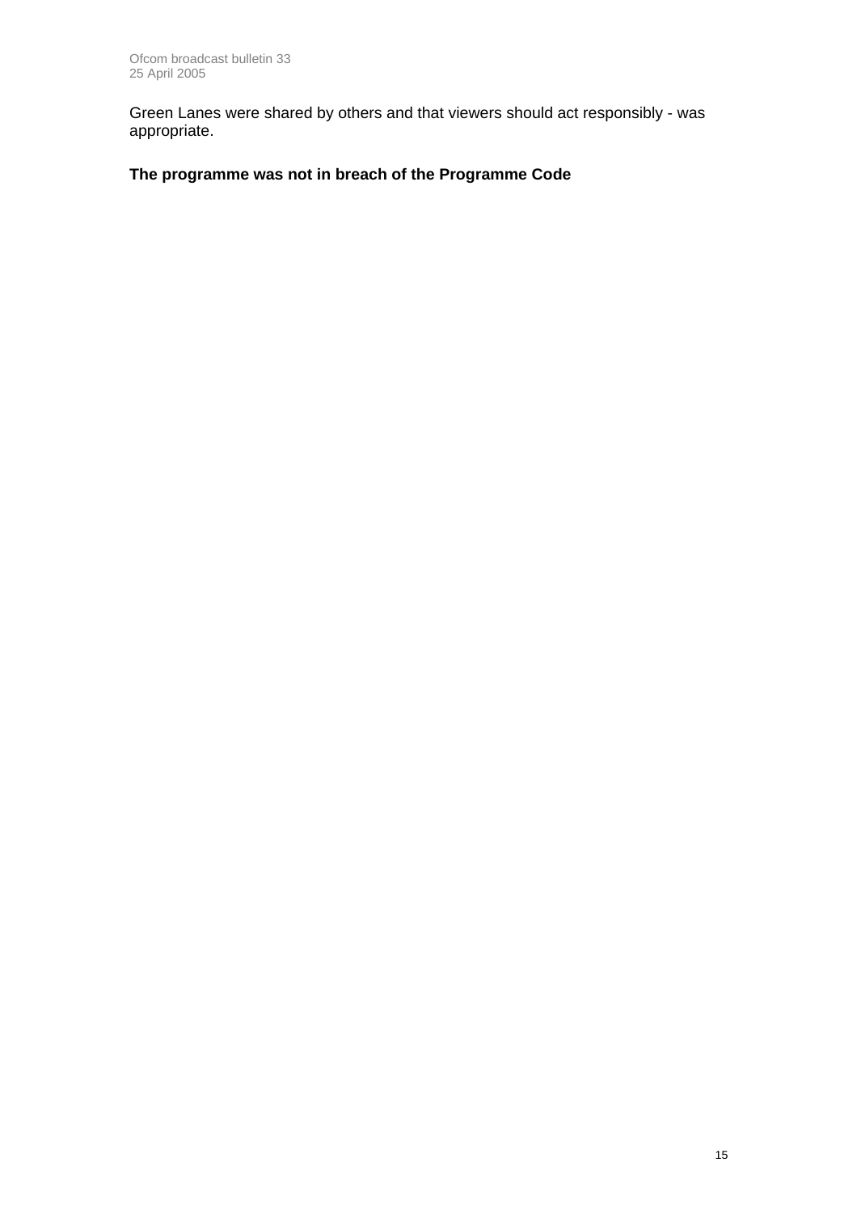Green Lanes were shared by others and that viewers should act responsibly - was appropriate.

**The programme was not in breach of the Programme Code**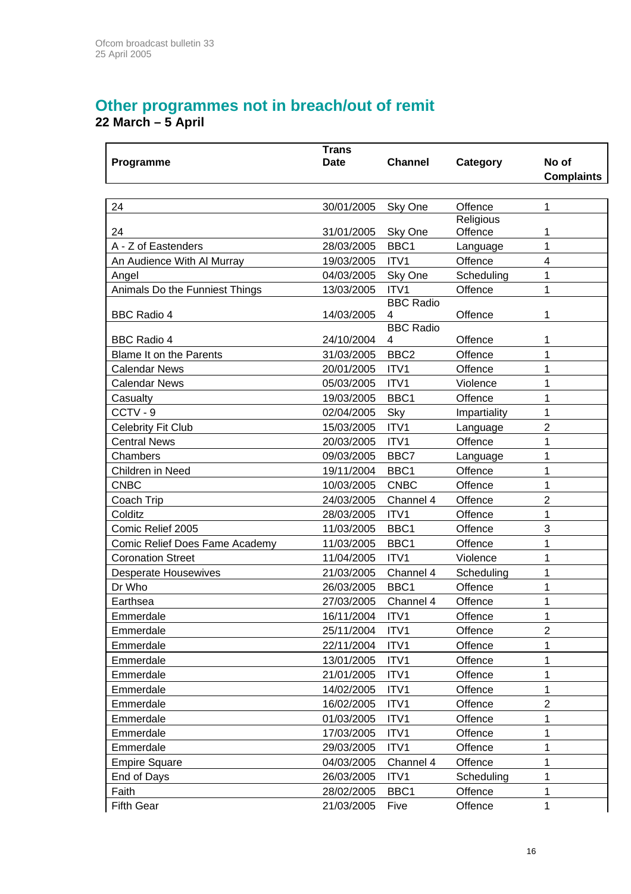## Other programmes not in breach/out of remit

**22 March – 5 April**

| Programme | Trans Date | Channel | Category | No of Complaints |
|---|---|---|---|---|
| 24 | 30/01/2005 | Sky One | Offence | 1 |
| 24 | 31/01/2005 | Sky One | Religious Offence | 1 |
| A - Z of Eastenders | 28/03/2005 | BBC1 | Language | 1 |
| An Audience With Al Murray | 19/03/2005 | ITV1 | Offence | 4 |
| Angel | 04/03/2005 | Sky One | Scheduling | 1 |
| Animals Do the Funniest Things | 13/03/2005 | ITV1 | Offence | 1 |
| BBC Radio 4 | 14/03/2005 | BBC Radio 4 | Offence | 1 |
| BBC Radio 4 | 24/10/2004 | BBC Radio 4 | Offence | 1 |
| Blame It on the Parents | 31/03/2005 | BBC2 | Offence | 1 |
| Calendar News | 20/01/2005 | ITV1 | Offence | 1 |
| Calendar News | 05/03/2005 | ITV1 | Violence | 1 |
| Casualty | 19/03/2005 | BBC1 | Offence | 1 |
| CCTV - 9 | 02/04/2005 | Sky | Impartiality | 1 |
| Celebrity Fit Club | 15/03/2005 | ITV1 | Language | 2 |
| Central News | 20/03/2005 | ITV1 | Offence | 1 |
| Chambers | 09/03/2005 | BBC7 | Language | 1 |
| Children in Need | 19/11/2004 | BBC1 | Offence | 1 |
| CNBC | 10/03/2005 | CNBC | Offence | 1 |
| Coach Trip | 24/03/2005 | Channel 4 | Offence | 2 |
| Colditz | 28/03/2005 | ITV1 | Offence | 1 |
| Comic Relief 2005 | 11/03/2005 | BBC1 | Offence | 3 |
| Comic Relief Does Fame Academy | 11/03/2005 | BBC1 | Offence | 1 |
| Coronation Street | 11/04/2005 | ITV1 | Violence | 1 |
| Desperate Housewives | 21/03/2005 | Channel 4 | Scheduling | 1 |
| Dr Who | 26/03/2005 | BBC1 | Offence | 1 |
| Earthsea | 27/03/2005 | Channel 4 | Offence | 1 |
| Emmerdale | 16/11/2004 | ITV1 | Offence | 1 |
| Emmerdale | 25/11/2004 | ITV1 | Offence | 2 |
| Emmerdale | 22/11/2004 | ITV1 | Offence | 1 |
| Emmerdale | 13/01/2005 | ITV1 | Offence | 1 |
| Emmerdale | 21/01/2005 | ITV1 | Offence | 1 |
| Emmerdale | 14/02/2005 | ITV1 | Offence | 1 |
| Emmerdale | 16/02/2005 | ITV1 | Offence | 2 |
| Emmerdale | 01/03/2005 | ITV1 | Offence | 1 |
| Emmerdale | 17/03/2005 | ITV1 | Offence | 1 |
| Emmerdale | 29/03/2005 | ITV1 | Offence | 1 |
| Empire Square | 04/03/2005 | Channel 4 | Offence | 1 |
| End of Days | 26/03/2005 | ITV1 | Scheduling | 1 |
| Faith | 28/02/2005 | BBC1 | Offence | 1 |
| Fifth Gear | 21/03/2005 | Five | Offence | 1 |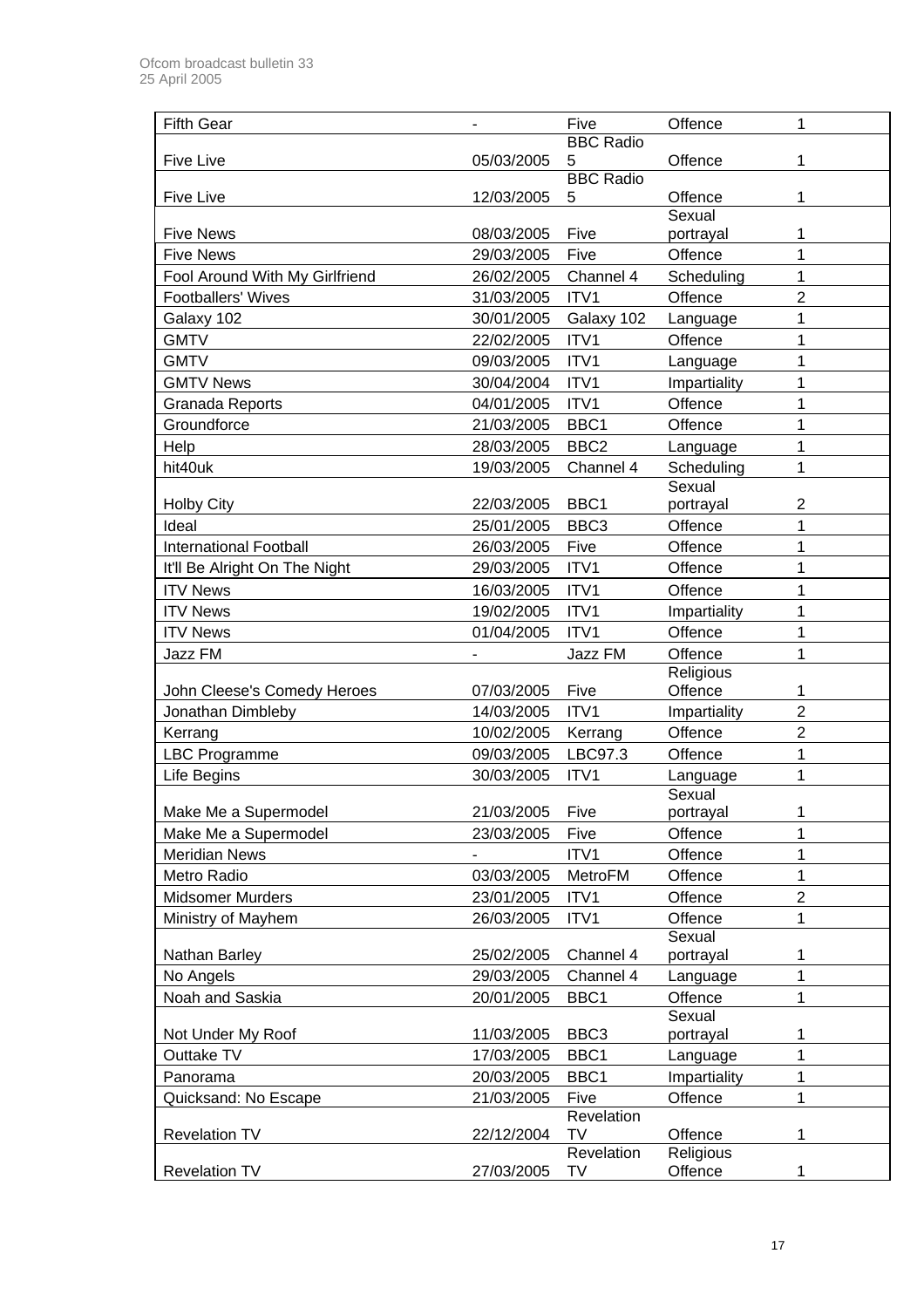| Fifth Gear | - | Five | Offence | 1 |
|---|---|---|---|---|
| Five Live | 05/03/2005 | BBC Radio 5 | Offence | 1 |
| Five Live | 12/03/2005 | BBC Radio 5 | Offence | 1 |
| Five News | 08/03/2005 | Five | Sexual portrayal | 1 |
| Five News | 29/03/2005 | Five | Offence | 1 |
| Fool Around With My Girlfriend | 26/02/2005 | Channel 4 | Scheduling | 1 |
| Footballers' Wives | 31/03/2005 | ITV1 | Offence | 2 |
| Galaxy 102 | 30/01/2005 | Galaxy 102 | Language | 1 |
| GMTV | 22/02/2005 | ITV1 | Offence | 1 |
| GMTV | 09/03/2005 | ITV1 | Language | 1 |
| GMTV News | 30/04/2004 | ITV1 | Impartiality | 1 |
| Granada Reports | 04/01/2005 | ITV1 | Offence | 1 |
| Groundforce | 21/03/2005 | BBC1 | Offence | 1 |
| Help | 28/03/2005 | BBC2 | Language | 1 |
| hit40uk | 19/03/2005 | Channel 4 | Scheduling | 1 |
| Holby City | 22/03/2005 | BBC1 | Sexual portrayal | 2 |
| Ideal | 25/01/2005 | BBC3 | Offence | 1 |
| International Football | 26/03/2005 | Five | Offence | 1 |
| It'll Be Alright On The Night | 29/03/2005 | ITV1 | Offence | 1 |
| ITV News | 16/03/2005 | ITV1 | Offence | 1 |
| ITV News | 19/02/2005 | ITV1 | Impartiality | 1 |
| ITV News | 01/04/2005 | ITV1 | Offence | 1 |
| Jazz FM | - | Jazz FM | Offence | 1 |
| John Cleese's Comedy Heroes | 07/03/2005 | Five | Religious Offence | 1 |
| Jonathan Dimbleby | 14/03/2005 | ITV1 | Impartiality | 2 |
| Kerrang | 10/02/2005 | Kerrang | Offence | 2 |
| LBC Programme | 09/03/2005 | LBC97.3 | Offence | 1 |
| Life Begins | 30/03/2005 | ITV1 | Language | 1 |
| Make Me a Supermodel | 21/03/2005 | Five | Sexual portrayal | 1 |
| Make Me a Supermodel | 23/03/2005 | Five | Offence | 1 |
| Meridian News | - | ITV1 | Offence | 1 |
| Metro Radio | 03/03/2005 | MetroFM | Offence | 1 |
| Midsomer Murders | 23/01/2005 | ITV1 | Offence | 2 |
| Ministry of Mayhem | 26/03/2005 | ITV1 | Offence | 1 |
| Nathan Barley | 25/02/2005 | Channel 4 | Sexual portrayal | 1 |
| No Angels | 29/03/2005 | Channel 4 | Language | 1 |
| Noah and Saskia | 20/01/2005 | BBC1 | Offence | 1 |
| Not Under My Roof | 11/03/2005 | BBC3 | Sexual portrayal | 1 |
| Outtake TV | 17/03/2005 | BBC1 | Language | 1 |
| Panorama | 20/03/2005 | BBC1 | Impartiality | 1 |
| Quicksand: No Escape | 21/03/2005 | Five | Offence | 1 |
| Revelation TV | 22/12/2004 | Revelation TV | Offence | 1 |
| Revelation TV | 27/03/2005 | Revelation TV | Religious Offence | 1 |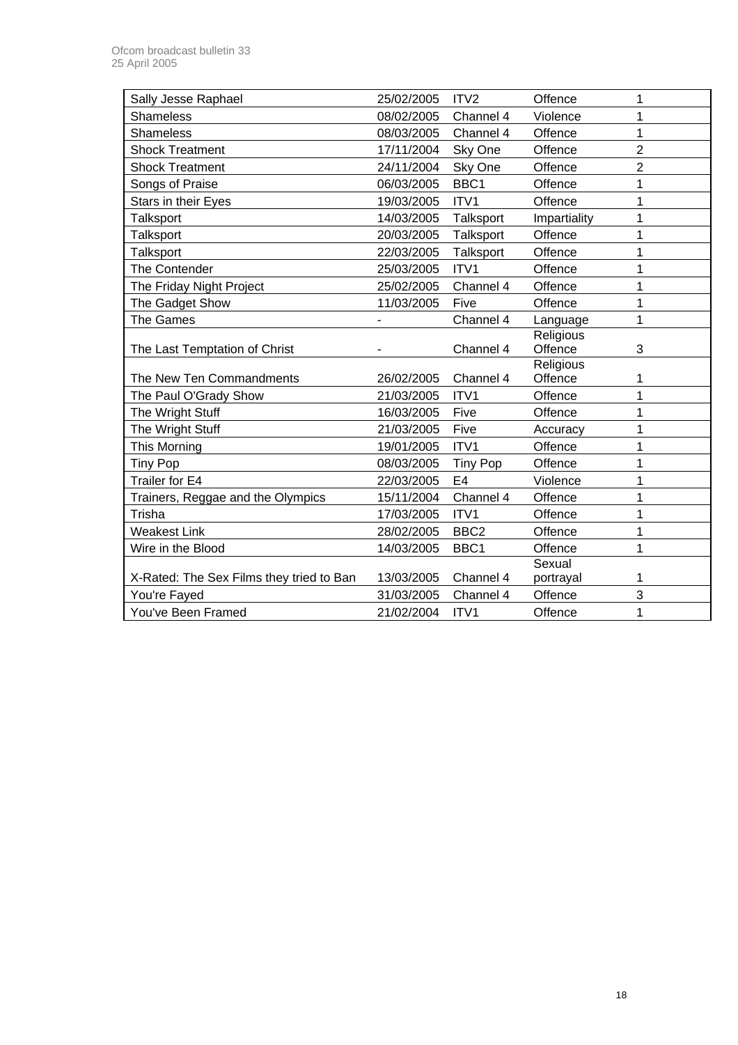| | | | | |
|---|---|---|---|---|
| Sally Jesse Raphael | 25/02/2005 | ITV2 | Offence | 1 |
| Shameless | 08/02/2005 | Channel 4 | Violence | 1 |
| Shameless | 08/03/2005 | Channel 4 | Offence | 1 |
| Shock Treatment | 17/11/2004 | Sky One | Offence | 2 |
| Shock Treatment | 24/11/2004 | Sky One | Offence | 2 |
| Songs of Praise | 06/03/2005 | BBC1 | Offence | 1 |
| Stars in their Eyes | 19/03/2005 | ITV1 | Offence | 1 |
| Talksport | 14/03/2005 | Talksport | Impartiality | 1 |
| Talksport | 20/03/2005 | Talksport | Offence | 1 |
| Talksport | 22/03/2005 | Talksport | Offence | 1 |
| The Contender | 25/03/2005 | ITV1 | Offence | 1 |
| The Friday Night Project | 25/02/2005 | Channel 4 | Offence | 1 |
| The Gadget Show | 11/03/2005 | Five | Offence | 1 |
| The Games | - | Channel 4 | Language | 1 |
| The Last Temptation of Christ | - | Channel 4 | Religious Offence | 3 |
| The New Ten Commandments | 26/02/2005 | Channel 4 | Religious Offence | 1 |
| The Paul O'Grady Show | 21/03/2005 | ITV1 | Offence | 1 |
| The Wright Stuff | 16/03/2005 | Five | Offence | 1 |
| The Wright Stuff | 21/03/2005 | Five | Accuracy | 1 |
| This Morning | 19/01/2005 | ITV1 | Offence | 1 |
| Tiny Pop | 08/03/2005 | Tiny Pop | Offence | 1 |
| Trailer for E4 | 22/03/2005 | E4 | Violence | 1 |
| Trainers, Reggae and the Olympics | 15/11/2004 | Channel 4 | Offence | 1 |
| Trisha | 17/03/2005 | ITV1 | Offence | 1 |
| Weakest Link | 28/02/2005 | BBC2 | Offence | 1 |
| Wire in the Blood | 14/03/2005 | BBC1 | Offence | 1 |
| X-Rated: The Sex Films they tried to Ban | 13/03/2005 | Channel 4 | Sexual portrayal | 1 |
| You're Fayed | 31/03/2005 | Channel 4 | Offence | 3 |
| You've Been Framed | 21/02/2004 | ITV1 | Offence | 1 |